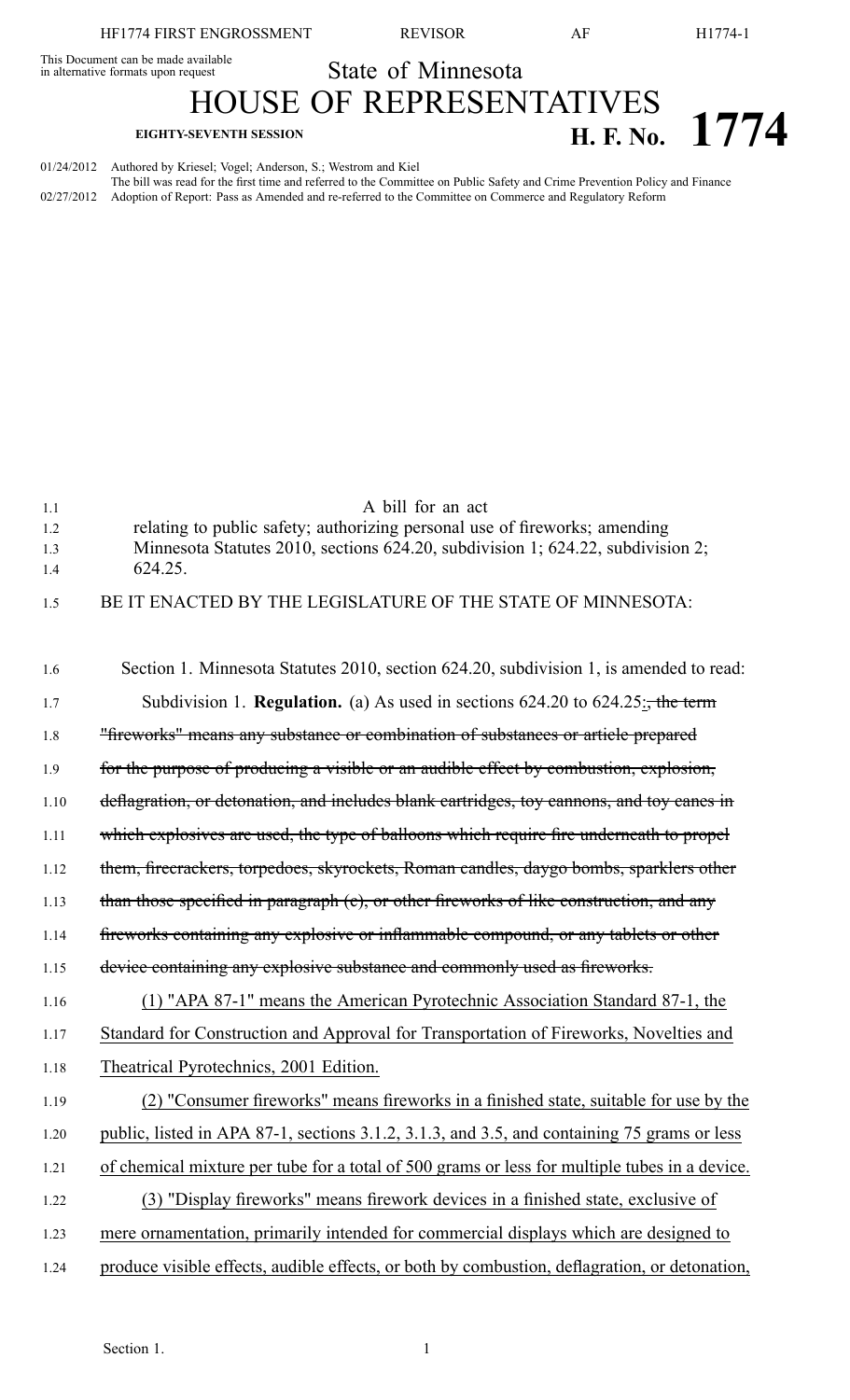This Document can be made available in alternative formats upon request

State of Minnesota

# HOUSE OF REPRESENTATIVES

**EIGHTY-SEVENTH SESSION**

**H. F. No. 1774**

01/24/2012 Authored by Kriesel; Vogel; Anderson, S.; Westrom and Kiel
The bill was read for the first time and referred to the Committee on Public Safety and Crime Prevention Policy and Finance
02/27/2012 Adoption of Report: Pass as Amended and re-referred to the Committee on Commerce and Regulatory Reform

1.1 A bill for an act
1.2 relating to public safety; authorizing personal use of fireworks; amending
1.3 Minnesota Statutes 2010, sections 624.20, subdivision 1; 624.22, subdivision 2;
1.4 624.25.

1.5 BE IT ENACTED BY THE LEGISLATURE OF THE STATE OF MINNESOTA:

1.6 Section 1. Minnesota Statutes 2010, section 624.20, subdivision 1, is amended to read:

1.7 Subdivision 1. **Regulation.** (a) As used in sections 624.20 to 624.25<u>:</u>~~, the term~~
1.8 ~~"fireworks" means any substance or combination of substances or article prepared~~
1.9 ~~for the purpose of producing a visible or an audible effect by combustion, explosion,~~
1.10 ~~deflagration, or detonation, and includes blank cartridges, toy cannons, and toy canes in~~
1.11 ~~which explosives are used, the type of balloons which require fire underneath to propel~~
1.12 ~~them, firecrackers, torpedoes, skyrockets, Roman candles, daygo bombs, sparklers other~~
1.13 ~~than those specified in paragraph (c), or other fireworks of like construction, and any~~
1.14 ~~fireworks containing any explosive or inflammable compound, or any tablets or other~~
1.15 ~~device containing any explosive substance and commonly used as fireworks.~~

1.16 <u>(1) "APA 87-1" means the American Pyrotechnic Association Standard 87-1, the</u>
1.17 <u>Standard for Construction and Approval for Transportation of Fireworks, Novelties and</u>
1.18 <u>Theatrical Pyrotechnics, 2001 Edition.</u>

1.19 <u>(2) "Consumer fireworks" means fireworks in a finished state, suitable for use by the</u>
1.20 <u>public, listed in APA 87-1, sections 3.1.2, 3.1.3, and 3.5, and containing 75 grams or less</u>
1.21 <u>of chemical mixture per tube for a total of 500 grams or less for multiple tubes in a device.</u>

1.22 <u>(3) "Display fireworks" means firework devices in a finished state, exclusive of</u>
1.23 <u>mere ornamentation, primarily intended for commercial displays which are designed to</u>
1.24 <u>produce visible effects, audible effects, or both by combustion, deflagration, or detonation,</u>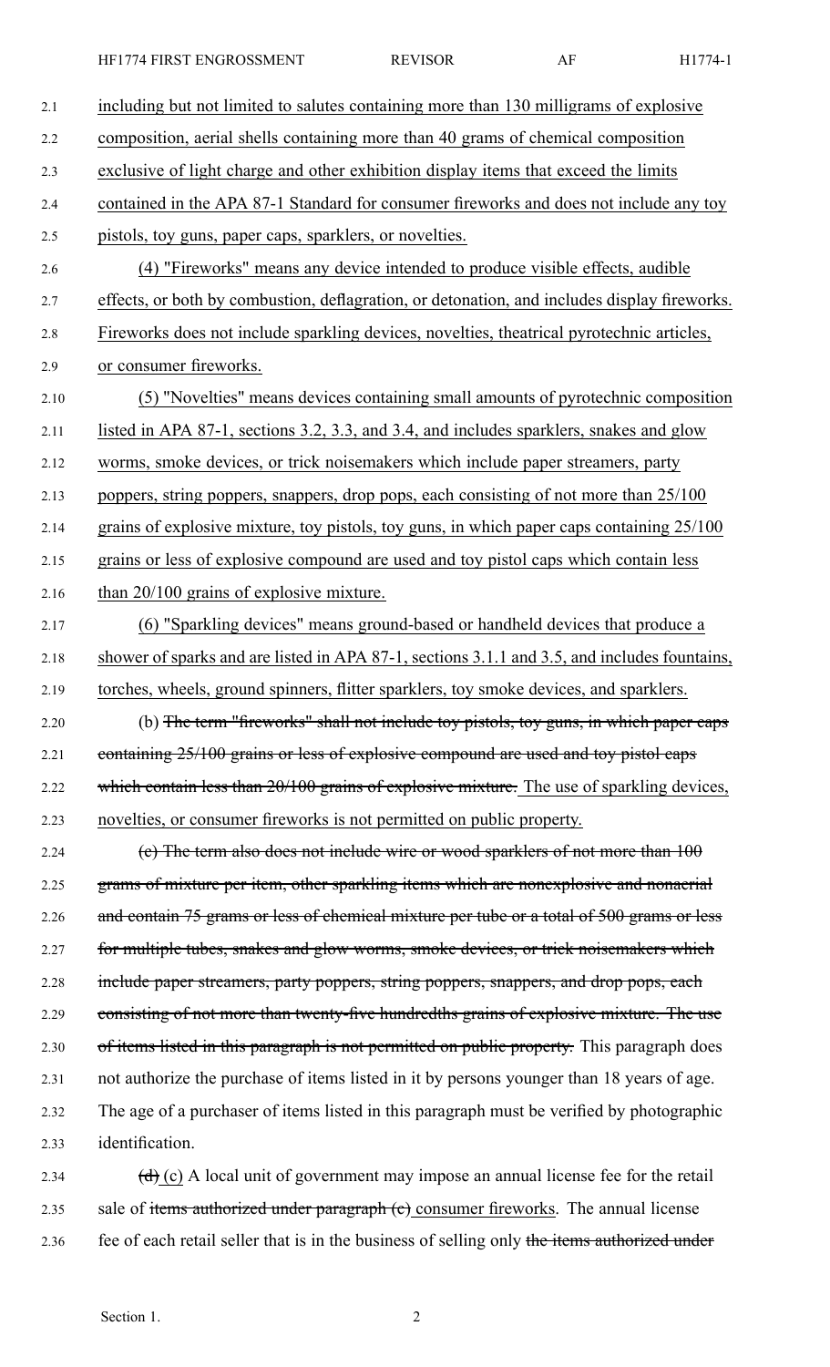including but not limited to salutes containing more than 130 milligrams of explosive composition, aerial shells containing more than 40 grams of chemical composition exclusive of light charge and other exhibition display items that exceed the limits contained in the APA 87-1 Standard for consumer fireworks and does not include any toy pistols, toy guns, paper caps, sparklers, or novelties.

(4) "Fireworks" means any device intended to produce visible effects, audible effects, or both by combustion, deflagration, or detonation, and includes display fireworks. Fireworks does not include sparkling devices, novelties, theatrical pyrotechnic articles, or consumer fireworks.

(5) "Novelties" means devices containing small amounts of pyrotechnic composition listed in APA 87-1, sections 3.2, 3.3, and 3.4, and includes sparklers, snakes and glow worms, smoke devices, or trick noisemakers which include paper streamers, party poppers, string poppers, snappers, drop pops, each consisting of not more than 25/100 grains of explosive mixture, toy pistols, toy guns, in which paper caps containing 25/100 grains or less of explosive compound are used and toy pistol caps which contain less than 20/100 grains of explosive mixture.

(6) "Sparkling devices" means ground-based or handheld devices that produce a shower of sparks and are listed in APA 87-1, sections 3.1.1 and 3.5, and includes fountains, torches, wheels, ground spinners, flitter sparklers, toy smoke devices, and sparklers.

(b) ~~The term "fireworks" shall not include toy pistols, toy guns, in which paper caps containing 25/100 grains or less of explosive compound are used and toy pistol caps which contain less than 20/100 grains of explosive mixture.~~ The use of sparkling devices, novelties, or consumer fireworks is not permitted on public property.

~~(c) The term also does not include wire or wood sparklers of not more than 100 grams of mixture per item, other sparkling items which are nonexplosive and nonaerial and contain 75 grams or less of chemical mixture per tube or a total of 500 grams or less for multiple tubes, snakes and glow worms, smoke devices, or trick noisemakers which include paper streamers, party poppers, string poppers, snappers, and drop pops, each consisting of not more than twenty-five hundredths grains of explosive mixture. The use of items listed in this paragraph is not permitted on public property.~~ This paragraph does not authorize the purchase of items listed in it by persons younger than 18 years of age. The age of a purchaser of items listed in this paragraph must be verified by photographic identification.

~~(d)~~ (c) A local unit of government may impose an annual license fee for the retail sale of ~~items authorized under paragraph (c)~~ consumer fireworks. The annual license fee of each retail seller that is in the business of selling only ~~the items authorized under~~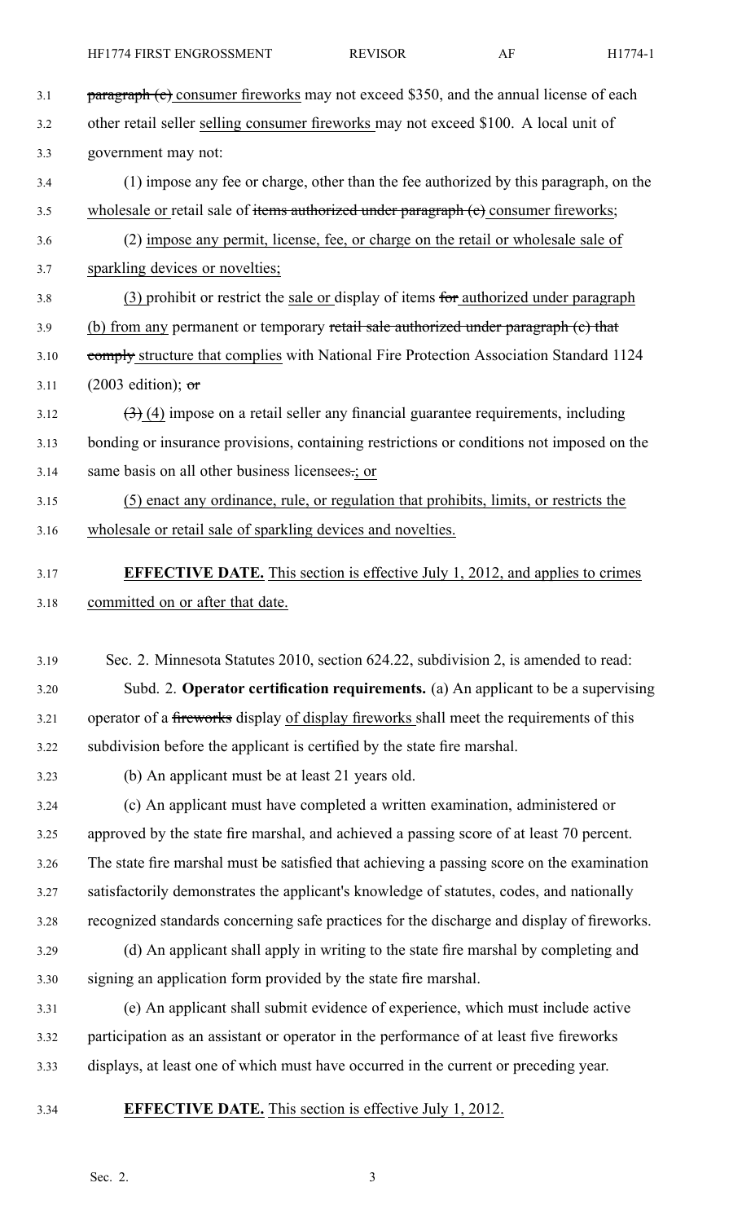~~paragraph (c)~~ consumer fireworks may not exceed $350, and the annual license of each other retail seller selling consumer fireworks may not exceed $100. A local unit of government may not:

(1) impose any fee or charge, other than the fee authorized by this paragraph, on the wholesale or retail sale of ~~items authorized under paragraph (c)~~ consumer fireworks;

(2) impose any permit, license, fee, or charge on the retail or wholesale sale of sparkling devices or novelties;

(3) prohibit or restrict the sale or display of items ~~for~~ authorized under paragraph (b) from any permanent or temporary ~~retail sale authorized under paragraph (c) that comply~~ structure that complies with National Fire Protection Association Standard 1124 (2003 edition); ~~or~~

~~(3)~~ (4) impose on a retail seller any financial guarantee requirements, including bonding or insurance provisions, containing restrictions or conditions not imposed on the same basis on all other business licensees~~.~~; or

(5) enact any ordinance, rule, or regulation that prohibits, limits, or restricts the wholesale or retail sale of sparkling devices and novelties.

**EFFECTIVE DATE.** This section is effective July 1, 2012, and applies to crimes committed on or after that date.

Sec. 2. Minnesota Statutes 2010, section 624.22, subdivision 2, is amended to read:

Subd. 2. **Operator certification requirements.** (a) An applicant to be a supervising operator of a ~~fireworks~~ display of display fireworks shall meet the requirements of this subdivision before the applicant is certified by the state fire marshal.

(b) An applicant must be at least 21 years old.

(c) An applicant must have completed a written examination, administered or approved by the state fire marshal, and achieved a passing score of at least 70 percent. The state fire marshal must be satisfied that achieving a passing score on the examination satisfactorily demonstrates the applicant's knowledge of statutes, codes, and nationally recognized standards concerning safe practices for the discharge and display of fireworks.

(d) An applicant shall apply in writing to the state fire marshal by completing and signing an application form provided by the state fire marshal.

(e) An applicant shall submit evidence of experience, which must include active participation as an assistant or operator in the performance of at least five fireworks displays, at least one of which must have occurred in the current or preceding year.

**EFFECTIVE DATE.** This section is effective July 1, 2012.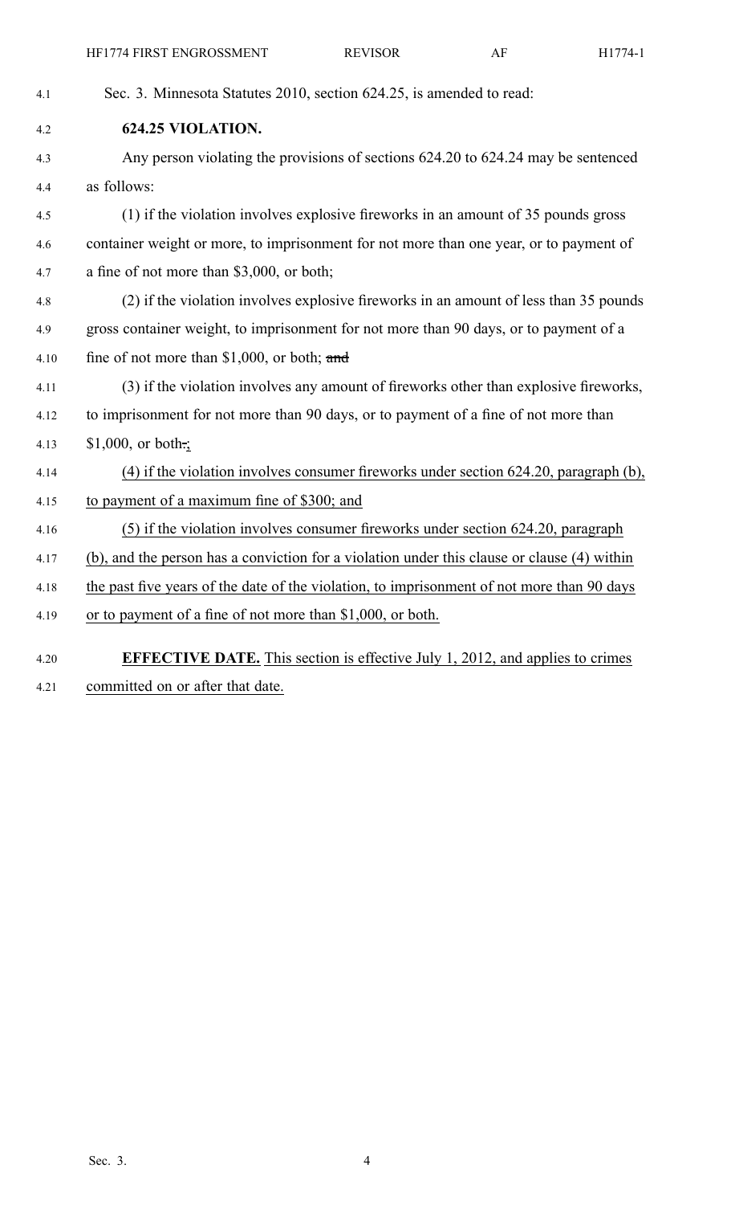Sec. 3. Minnesota Statutes 2010, section 624.25, is amended to read:

**624.25 VIOLATION.**

Any person violating the provisions of sections 624.20 to 624.24 may be sentenced as follows:

(1) if the violation involves explosive fireworks in an amount of 35 pounds gross container weight or more, to imprisonment for not more than one year, or to payment of a fine of not more than $3,000, or both;

(2) if the violation involves explosive fireworks in an amount of less than 35 pounds gross container weight, to imprisonment for not more than 90 days, or to payment of a fine of not more than $1,000, or both; ~~and~~

(3) if the violation involves any amount of fireworks other than explosive fireworks, to imprisonment for not more than 90 days, or to payment of a fine of not more than $1,000, or both~~.~~;

(4) if the violation involves consumer fireworks under section 624.20, paragraph (b), to payment of a maximum fine of $300; and

(5) if the violation involves consumer fireworks under section 624.20, paragraph (b), and the person has a conviction for a violation under this clause or clause (4) within the past five years of the date of the violation, to imprisonment of not more than 90 days or to payment of a fine of not more than $1,000, or both.

**EFFECTIVE DATE.** This section is effective July 1, 2012, and applies to crimes committed on or after that date.